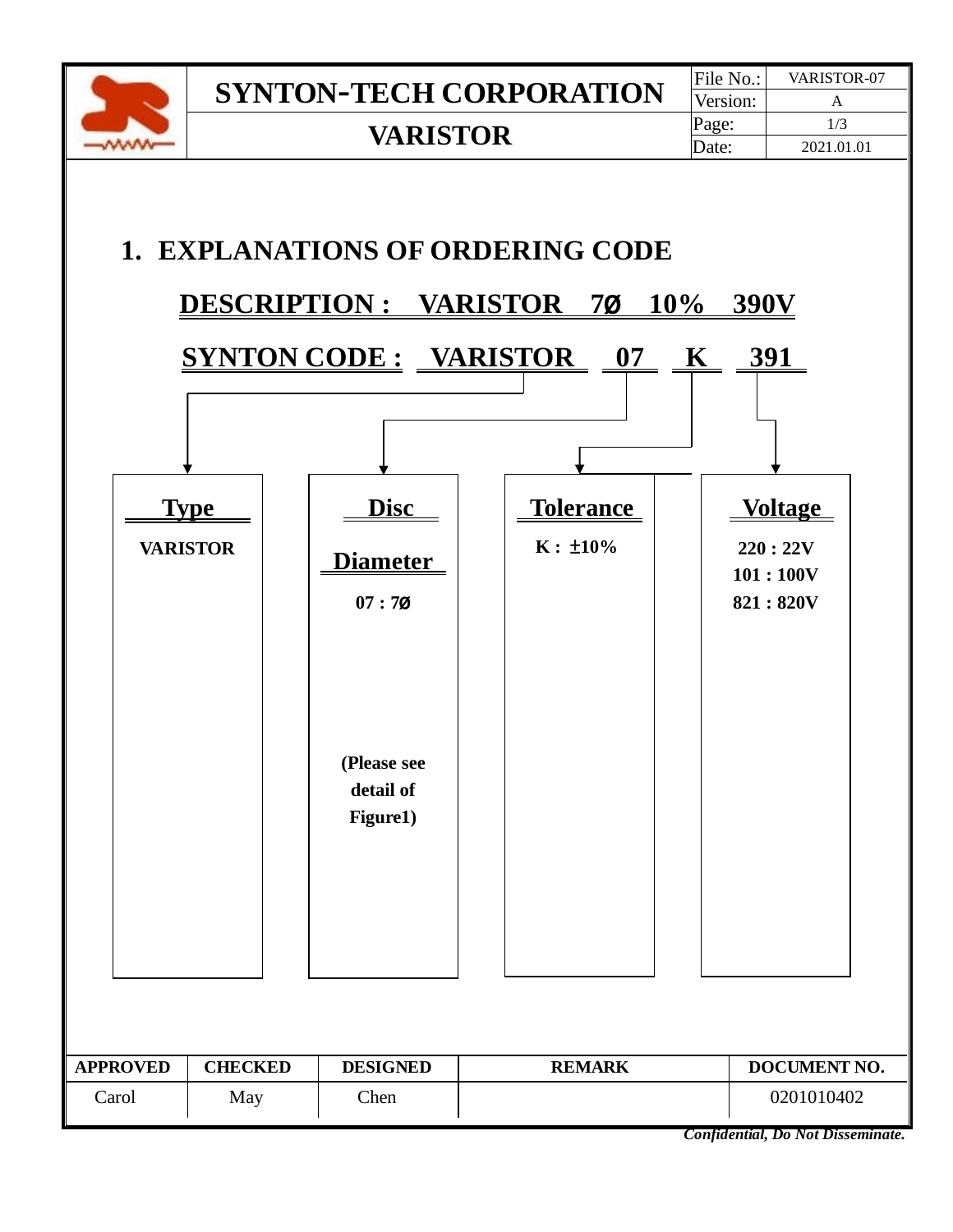## 1. EXPLANATIONS OF ORDERING CODE

**DESCRIPTION : VARISTOR 7Ø 10% 390V**

**SYNTON CODE : VARISTOR 07 K 391**

| Type | Disc Diameter | Tolerance | Voltage |
|---|---|---|---|
| VARISTOR | 07 : 7Ø | K : ±10% | 220 : 22V |
| | | | 101 : 100V |
| | | | 821 : 820V |
| | (Please see detail of Figure1) | | |

| APPROVED | CHECKED | DESIGNED | REMARK | DOCUMENT NO. |
|---|---|---|---|---|
| Carol | May | Chen | | 0201010402 |

*Confidential, Do Not Disseminate.*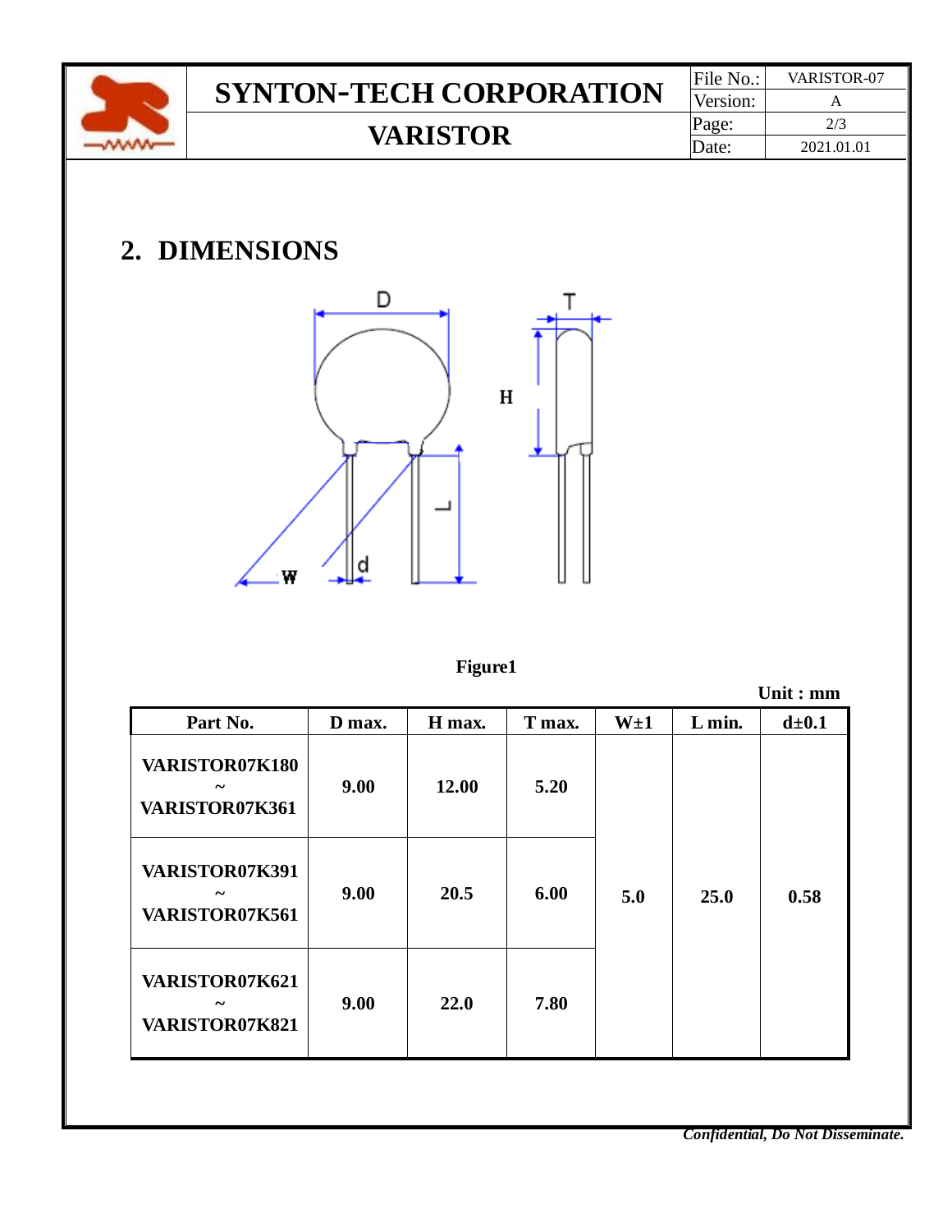## 2. DIMENSIONS

Figure1

Unit : mm

| Part No. | D max. | H max. | T max. | W±1 | L min. | d±0.1 |
|---|---|---|---|---|---|---|
| VARISTOR07K180 ~ VARISTOR07K361 | 9.00 | 12.00 | 5.20 | 5.0 | 25.0 | 0.58 |
| VARISTOR07K391 ~ VARISTOR07K561 | 9.00 | 20.5 | 6.00 | | | |
| VARISTOR07K621 ~ VARISTOR07K821 | 9.00 | 22.0 | 7.80 | | | |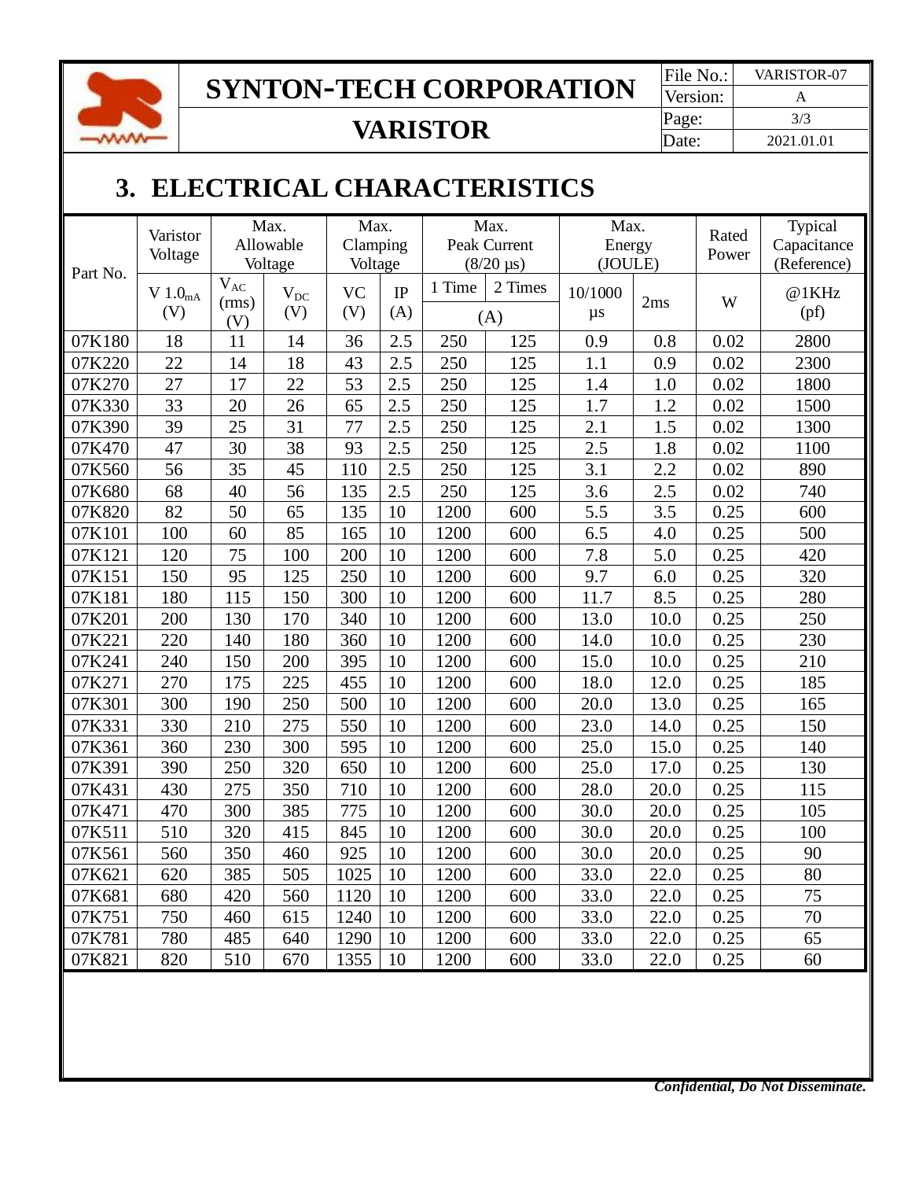## 3. ELECTRICAL CHARACTERISTICS

| Part No. | Varistor Voltage | Max. Allowable Voltage | | Max. Clamping Voltage | | Max. Peak Current (8/20 μs) | | Max. Energy (JOULE) | | Rated Power | Typical Capacitance (Reference) |
|---|---|---|---|---|---|---|---|---|---|---|---|
| | $V_{1.0mA}$ (V) | $V_{AC}$ (rms) (V) | $V_{DC}$ (V) | VC (V) | IP (A) | 1 Time (A) | 2 Times (A) | 10/1000 μs | 2ms | W | @1KHz (pf) |
| 07K180 | 18 | 11 | 14 | 36 | 2.5 | 250 | 125 | 0.9 | 0.8 | 0.02 | 2800 |
| 07K220 | 22 | 14 | 18 | 43 | 2.5 | 250 | 125 | 1.1 | 0.9 | 0.02 | 2300 |
| 07K270 | 27 | 17 | 22 | 53 | 2.5 | 250 | 125 | 1.4 | 1.0 | 0.02 | 1800 |
| 07K330 | 33 | 20 | 26 | 65 | 2.5 | 250 | 125 | 1.7 | 1.2 | 0.02 | 1500 |
| 07K390 | 39 | 25 | 31 | 77 | 2.5 | 250 | 125 | 2.1 | 1.5 | 0.02 | 1300 |
| 07K470 | 47 | 30 | 38 | 93 | 2.5 | 250 | 125 | 2.5 | 1.8 | 0.02 | 1100 |
| 07K560 | 56 | 35 | 45 | 110 | 2.5 | 250 | 125 | 3.1 | 2.2 | 0.02 | 890 |
| 07K680 | 68 | 40 | 56 | 135 | 2.5 | 250 | 125 | 3.6 | 2.5 | 0.02 | 740 |
| 07K820 | 82 | 50 | 65 | 135 | 10 | 1200 | 600 | 5.5 | 3.5 | 0.25 | 600 |
| 07K101 | 100 | 60 | 85 | 165 | 10 | 1200 | 600 | 6.5 | 4.0 | 0.25 | 500 |
| 07K121 | 120 | 75 | 100 | 200 | 10 | 1200 | 600 | 7.8 | 5.0 | 0.25 | 420 |
| 07K151 | 150 | 95 | 125 | 250 | 10 | 1200 | 600 | 9.7 | 6.0 | 0.25 | 320 |
| 07K181 | 180 | 115 | 150 | 300 | 10 | 1200 | 600 | 11.7 | 8.5 | 0.25 | 280 |
| 07K201 | 200 | 130 | 170 | 340 | 10 | 1200 | 600 | 13.0 | 10.0 | 0.25 | 250 |
| 07K221 | 220 | 140 | 180 | 360 | 10 | 1200 | 600 | 14.0 | 10.0 | 0.25 | 230 |
| 07K241 | 240 | 150 | 200 | 395 | 10 | 1200 | 600 | 15.0 | 10.0 | 0.25 | 210 |
| 07K271 | 270 | 175 | 225 | 455 | 10 | 1200 | 600 | 18.0 | 12.0 | 0.25 | 185 |
| 07K301 | 300 | 190 | 250 | 500 | 10 | 1200 | 600 | 20.0 | 13.0 | 0.25 | 165 |
| 07K331 | 330 | 210 | 275 | 550 | 10 | 1200 | 600 | 23.0 | 14.0 | 0.25 | 150 |
| 07K361 | 360 | 230 | 300 | 595 | 10 | 1200 | 600 | 25.0 | 15.0 | 0.25 | 140 |
| 07K391 | 390 | 250 | 320 | 650 | 10 | 1200 | 600 | 25.0 | 17.0 | 0.25 | 130 |
| 07K431 | 430 | 275 | 350 | 710 | 10 | 1200 | 600 | 28.0 | 20.0 | 0.25 | 115 |
| 07K471 | 470 | 300 | 385 | 775 | 10 | 1200 | 600 | 30.0 | 20.0 | 0.25 | 105 |
| 07K511 | 510 | 320 | 415 | 845 | 10 | 1200 | 600 | 30.0 | 20.0 | 0.25 | 100 |
| 07K561 | 560 | 350 | 460 | 925 | 10 | 1200 | 600 | 30.0 | 20.0 | 0.25 | 90 |
| 07K621 | 620 | 385 | 505 | 1025 | 10 | 1200 | 600 | 33.0 | 22.0 | 0.25 | 80 |
| 07K681 | 680 | 420 | 560 | 1120 | 10 | 1200 | 600 | 33.0 | 22.0 | 0.25 | 75 |
| 07K751 | 750 | 460 | 615 | 1240 | 10 | 1200 | 600 | 33.0 | 22.0 | 0.25 | 70 |
| 07K781 | 780 | 485 | 640 | 1290 | 10 | 1200 | 600 | 33.0 | 22.0 | 0.25 | 65 |
| 07K821 | 820 | 510 | 670 | 1355 | 10 | 1200 | 600 | 33.0 | 22.0 | 0.25 | 60 |

***Confidential, Do Not Disseminate.***